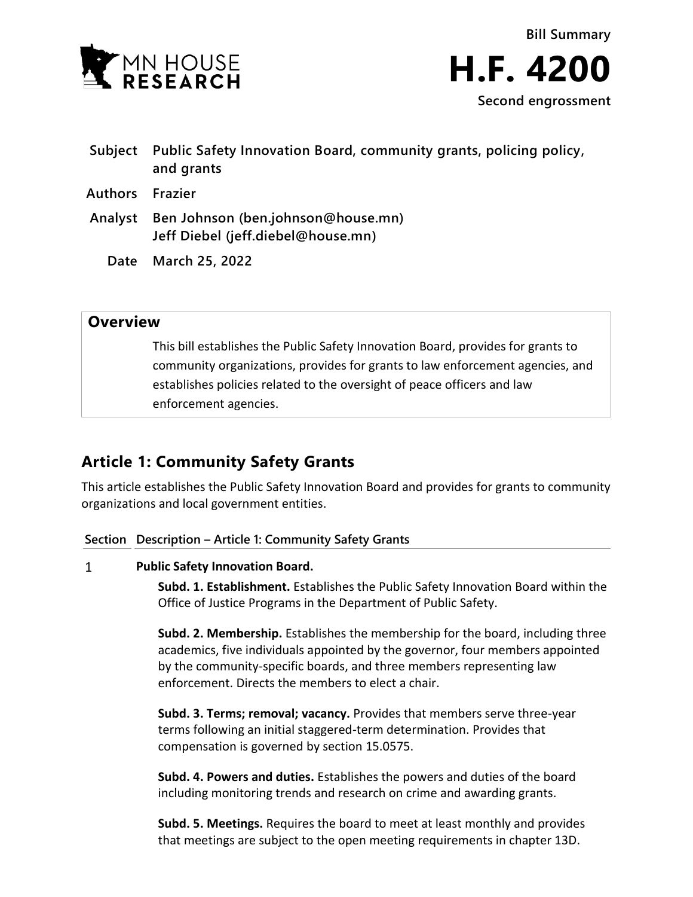Bill Summary

# H.F. 4200

Second engrossment

| | |
|---|---|
| **Subject** | **Public Safety Innovation Board, community grants, policing policy, and grants** |
| **Authors** | **Frazier** |
| **Analyst** | **Ben Johnson (ben.johnson@house.mn)**<br>**Jeff Diebel (jeff.diebel@house.mn)** |
| **Date** | **March 25, 2022** |

## Overview

This bill establishes the Public Safety Innovation Board, provides for grants to community organizations, provides for grants to law enforcement agencies, and establishes policies related to the oversight of peace officers and law enforcement agencies.

## Article 1: Community Safety Grants

This article establishes the Public Safety Innovation Board and provides for grants to community organizations and local government entities.

| Section | Description – Article 1: Community Safety Grants |
|---|---|
| 1 | **Public Safety Innovation Board.**<br><br>**Subd. 1. Establishment.** Establishes the Public Safety Innovation Board within the Office of Justice Programs in the Department of Public Safety.<br><br>**Subd. 2. Membership.** Establishes the membership for the board, including three academics, five individuals appointed by the governor, four members appointed by the community-specific boards, and three members representing law enforcement. Directs the members to elect a chair.<br><br>**Subd. 3. Terms; removal; vacancy.** Provides that members serve three-year terms following an initial staggered-term determination. Provides that compensation is governed by section 15.0575.<br><br>**Subd. 4. Powers and duties.** Establishes the powers and duties of the board including monitoring trends and research on crime and awarding grants.<br><br>**Subd. 5. Meetings.** Requires the board to meet at least monthly and provides that meetings are subject to the open meeting requirements in chapter 13D. |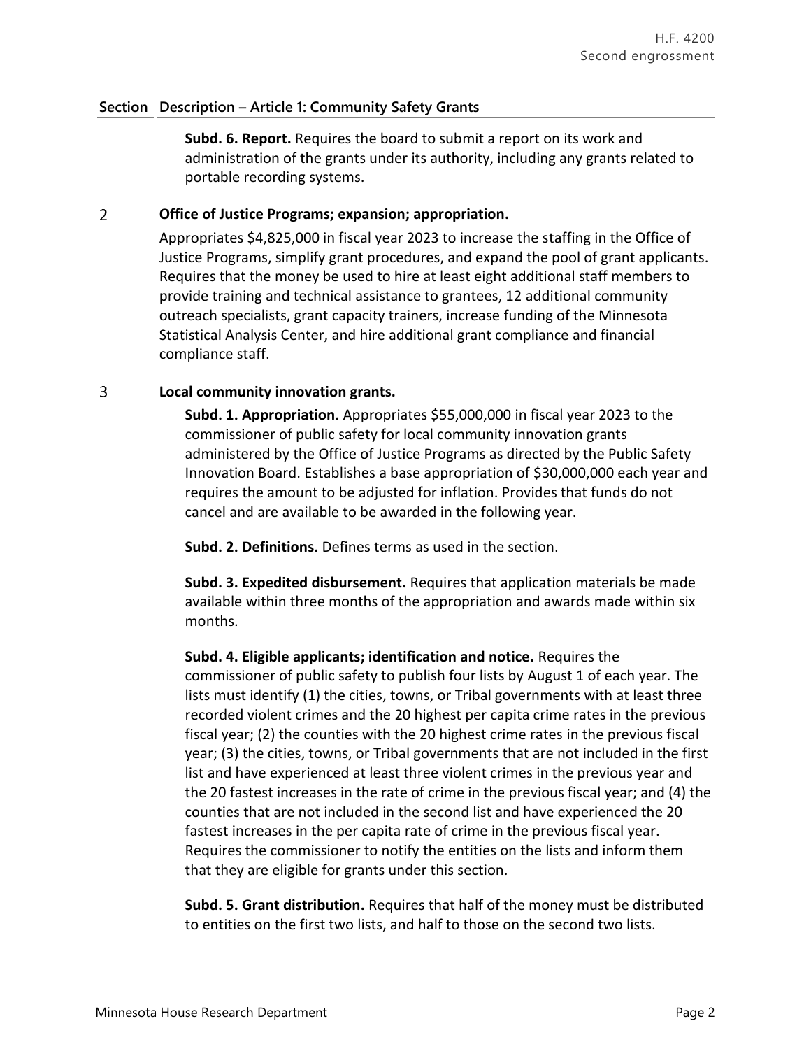| Section | Description – Article 1: Community Safety Grants |
|---|---|
| | **Subd. 6. Report.** Requires the board to submit a report on its work and administration of the grants under its authority, including any grants related to portable recording systems. |
| 2 | **Office of Justice Programs; expansion; appropriation.**<br><br>Appropriates $4,825,000 in fiscal year 2023 to increase the staffing in the Office of Justice Programs, simplify grant procedures, and expand the pool of grant applicants. Requires that the money be used to hire at least eight additional staff members to provide training and technical assistance to grantees, 12 additional community outreach specialists, grant capacity trainers, increase funding of the Minnesota Statistical Analysis Center, and hire additional grant compliance and financial compliance staff. |
| 3 | **Local community innovation grants.**<br><br>**Subd. 1. Appropriation.** Appropriates $55,000,000 in fiscal year 2023 to the commissioner of public safety for local community innovation grants administered by the Office of Justice Programs as directed by the Public Safety Innovation Board. Establishes a base appropriation of $30,000,000 each year and requires the amount to be adjusted for inflation. Provides that funds do not cancel and are available to be awarded in the following year.<br><br>**Subd. 2. Definitions.** Defines terms as used in the section.<br><br>**Subd. 3. Expedited disbursement.** Requires that application materials be made available within three months of the appropriation and awards made within six months.<br><br>**Subd. 4. Eligible applicants; identification and notice.** Requires the commissioner of public safety to publish four lists by August 1 of each year. The lists must identify (1) the cities, towns, or Tribal governments with at least three recorded violent crimes and the 20 highest per capita crime rates in the previous fiscal year; (2) the counties with the 20 highest crime rates in the previous fiscal year; (3) the cities, towns, or Tribal governments that are not included in the first list and have experienced at least three violent crimes in the previous year and the 20 fastest increases in the rate of crime in the previous fiscal year; and (4) the counties that are not included in the second list and have experienced the 20 fastest increases in the per capita rate of crime in the previous fiscal year. Requires the commissioner to notify the entities on the lists and inform them that they are eligible for grants under this section.<br><br>**Subd. 5. Grant distribution.** Requires that half of the money must be distributed to entities on the first two lists, and half to those on the second two lists. |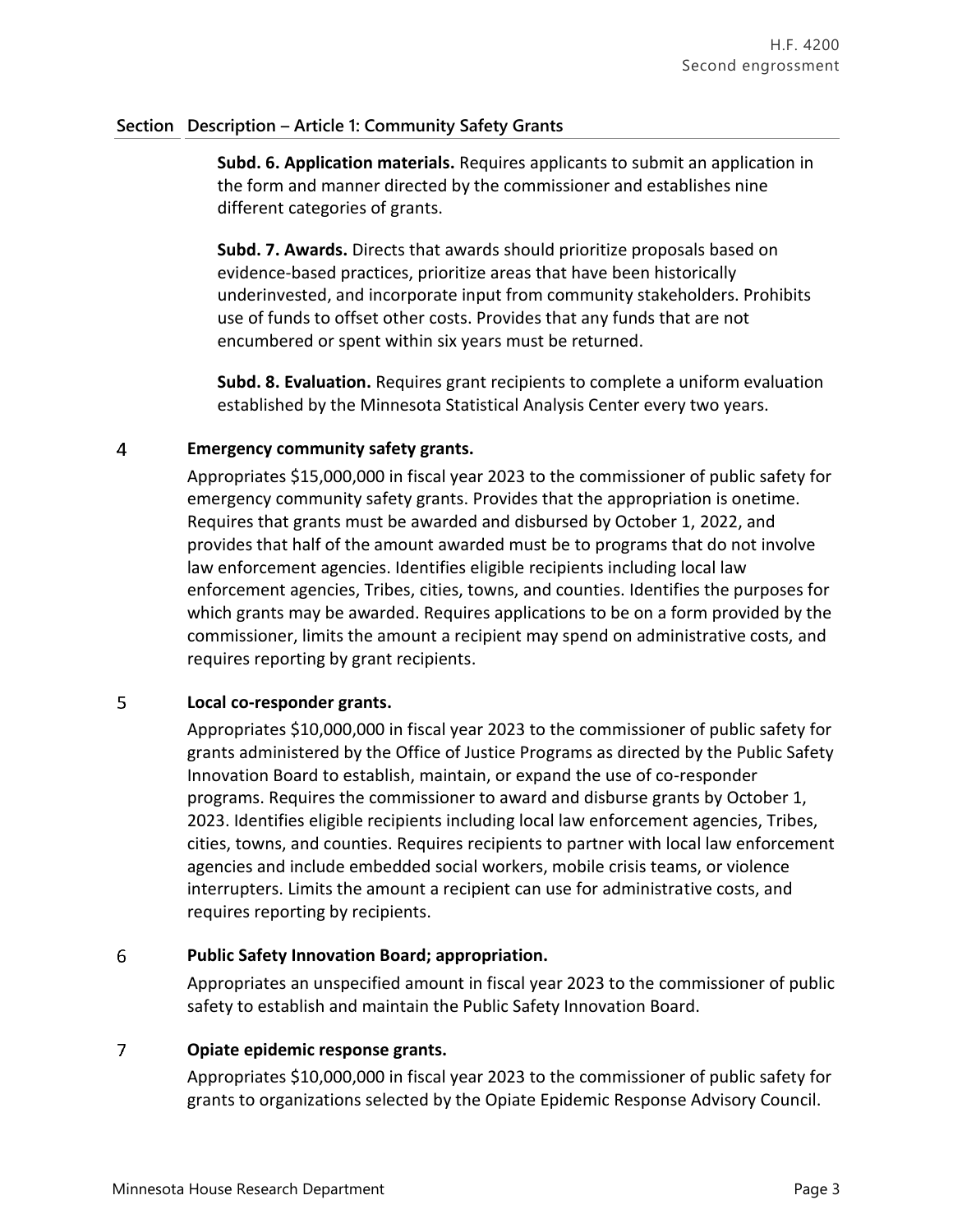| Section | Description – Article 1: Community Safety Grants |
| --- | --- |
| | **Subd. 6. Application materials.** Requires applicants to submit an application in the form and manner directed by the commissioner and establishes nine different categories of grants.<br><br>**Subd. 7. Awards.** Directs that awards should prioritize proposals based on evidence-based practices, prioritize areas that have been historically underinvested, and incorporate input from community stakeholders. Prohibits use of funds to offset other costs. Provides that any funds that are not encumbered or spent within six years must be returned.<br><br>**Subd. 8. Evaluation.** Requires grant recipients to complete a uniform evaluation established by the Minnesota Statistical Analysis Center every two years. |
| 4 | **Emergency community safety grants.**<br><br>Appropriates $15,000,000 in fiscal year 2023 to the commissioner of public safety for emergency community safety grants. Provides that the appropriation is onetime. Requires that grants must be awarded and disbursed by October 1, 2022, and provides that half of the amount awarded must be to programs that do not involve law enforcement agencies. Identifies eligible recipients including local law enforcement agencies, Tribes, cities, towns, and counties. Identifies the purposes for which grants may be awarded. Requires applications to be on a form provided by the commissioner, limits the amount a recipient may spend on administrative costs, and requires reporting by grant recipients. |
| 5 | **Local co-responder grants.**<br><br>Appropriates $10,000,000 in fiscal year 2023 to the commissioner of public safety for grants administered by the Office of Justice Programs as directed by the Public Safety Innovation Board to establish, maintain, or expand the use of co-responder programs. Requires the commissioner to award and disburse grants by October 1, 2023. Identifies eligible recipients including local law enforcement agencies, Tribes, cities, towns, and counties. Requires recipients to partner with local law enforcement agencies and include embedded social workers, mobile crisis teams, or violence interrupters. Limits the amount a recipient can use for administrative costs, and requires reporting by recipients. |
| 6 | **Public Safety Innovation Board; appropriation.**<br><br>Appropriates an unspecified amount in fiscal year 2023 to the commissioner of public safety to establish and maintain the Public Safety Innovation Board. |
| 7 | **Opiate epidemic response grants.**<br><br>Appropriates $10,000,000 in fiscal year 2023 to the commissioner of public safety for grants to organizations selected by the Opiate Epidemic Response Advisory Council. |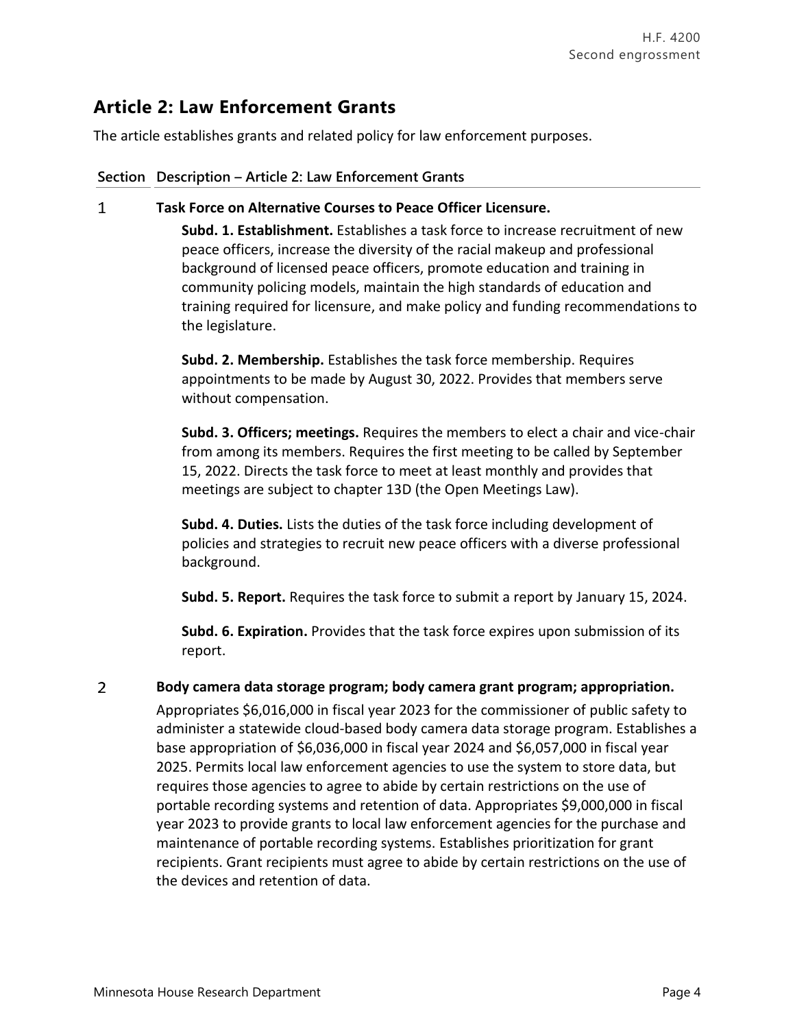## Article 2: Law Enforcement Grants

The article establishes grants and related policy for law enforcement purposes.

| Section | Description – Article 2: Law Enforcement Grants |
|---|---|
| 1 | **Task Force on Alternative Courses to Peace Officer Licensure.**<br><br>**Subd. 1. Establishment.** Establishes a task force to increase recruitment of new peace officers, increase the diversity of the racial makeup and professional background of licensed peace officers, promote education and training in community policing models, maintain the high standards of education and training required for licensure, and make policy and funding recommendations to the legislature.<br><br>**Subd. 2. Membership.** Establishes the task force membership. Requires appointments to be made by August 30, 2022. Provides that members serve without compensation.<br><br>**Subd. 3. Officers; meetings.** Requires the members to elect a chair and vice-chair from among its members. Requires the first meeting to be called by September 15, 2022. Directs the task force to meet at least monthly and provides that meetings are subject to chapter 13D (the Open Meetings Law).<br><br>**Subd. 4. Duties.** Lists the duties of the task force including development of policies and strategies to recruit new peace officers with a diverse professional background.<br><br>**Subd. 5. Report.** Requires the task force to submit a report by January 15, 2024.<br><br>**Subd. 6. Expiration.** Provides that the task force expires upon submission of its report. |
| 2 | **Body camera data storage program; body camera grant program; appropriation.**<br><br>Appropriates $6,016,000 in fiscal year 2023 for the commissioner of public safety to administer a statewide cloud-based body camera data storage program. Establishes a base appropriation of $6,036,000 in fiscal year 2024 and $6,057,000 in fiscal year 2025. Permits local law enforcement agencies to use the system to store data, but requires those agencies to agree to abide by certain restrictions on the use of portable recording systems and retention of data. Appropriates $9,000,000 in fiscal year 2023 to provide grants to local law enforcement agencies for the purchase and maintenance of portable recording systems. Establishes prioritization for grant recipients. Grant recipients must agree to abide by certain restrictions on the use of the devices and retention of data. |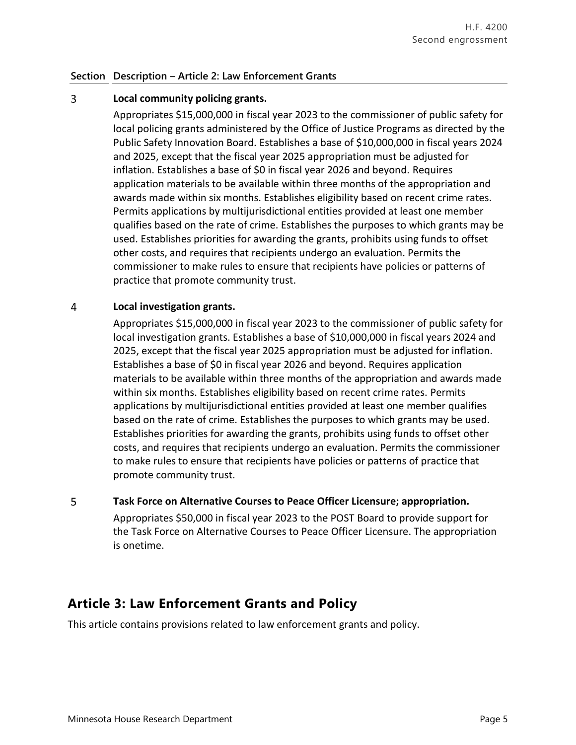| Section | Description – Article 2: Law Enforcement Grants |
| --- | --- |
| 3 | **Local community policing grants.**<br>Appropriates $15,000,000 in fiscal year 2023 to the commissioner of public safety for local policing grants administered by the Office of Justice Programs as directed by the Public Safety Innovation Board. Establishes a base of $10,000,000 in fiscal years 2024 and 2025, except that the fiscal year 2025 appropriation must be adjusted for inflation. Establishes a base of $0 in fiscal year 2026 and beyond. Requires application materials to be available within three months of the appropriation and awards made within six months. Establishes eligibility based on recent crime rates. Permits applications by multijurisdictional entities provided at least one member qualifies based on the rate of crime. Establishes the purposes to which grants may be used. Establishes priorities for awarding the grants, prohibits using funds to offset other costs, and requires that recipients undergo an evaluation. Permits the commissioner to make rules to ensure that recipients have policies or patterns of practice that promote community trust. |
| 4 | **Local investigation grants.**<br>Appropriates $15,000,000 in fiscal year 2023 to the commissioner of public safety for local investigation grants. Establishes a base of $10,000,000 in fiscal years 2024 and 2025, except that the fiscal year 2025 appropriation must be adjusted for inflation. Establishes a base of $0 in fiscal year 2026 and beyond. Requires application materials to be available within three months of the appropriation and awards made within six months. Establishes eligibility based on recent crime rates. Permits applications by multijurisdictional entities provided at least one member qualifies based on the rate of crime. Establishes the purposes to which grants may be used. Establishes priorities for awarding the grants, prohibits using funds to offset other costs, and requires that recipients undergo an evaluation. Permits the commissioner to make rules to ensure that recipients have policies or patterns of practice that promote community trust. |
| 5 | **Task Force on Alternative Courses to Peace Officer Licensure; appropriation.**<br>Appropriates $50,000 in fiscal year 2023 to the POST Board to provide support for the Task Force on Alternative Courses to Peace Officer Licensure. The appropriation is onetime. |

## Article 3: Law Enforcement Grants and Policy

This article contains provisions related to law enforcement grants and policy.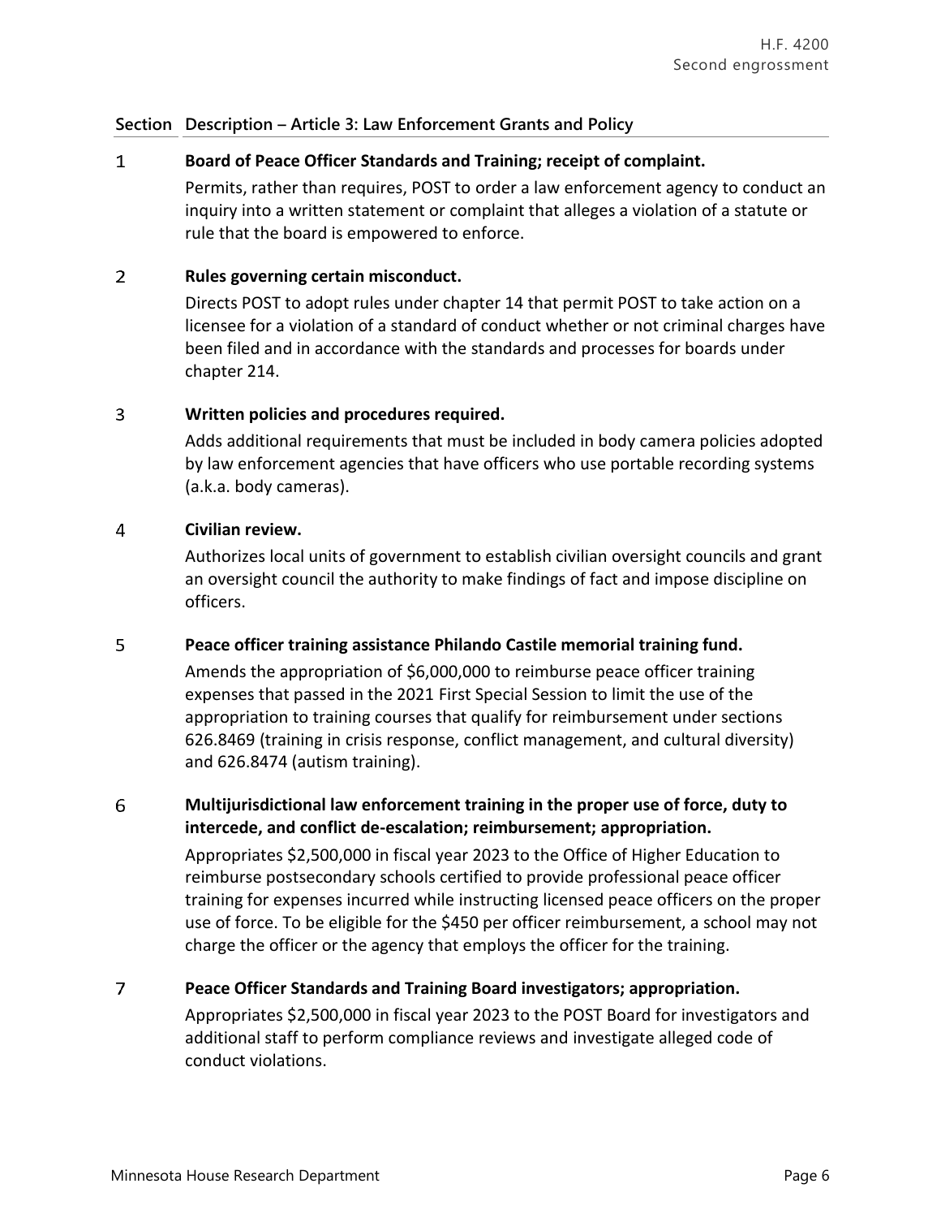| Section | Description – Article 3: Law Enforcement Grants and Policy |
|---|---|
| 1 | **Board of Peace Officer Standards and Training; receipt of complaint.** Permits, rather than requires, POST to order a law enforcement agency to conduct an inquiry into a written statement or complaint that alleges a violation of a statute or rule that the board is empowered to enforce. |
| 2 | **Rules governing certain misconduct.** Directs POST to adopt rules under chapter 14 that permit POST to take action on a licensee for a violation of a standard of conduct whether or not criminal charges have been filed and in accordance with the standards and processes for boards under chapter 214. |
| 3 | **Written policies and procedures required.** Adds additional requirements that must be included in body camera policies adopted by law enforcement agencies that have officers who use portable recording systems (a.k.a. body cameras). |
| 4 | **Civilian review.** Authorizes local units of government to establish civilian oversight councils and grant an oversight council the authority to make findings of fact and impose discipline on officers. |
| 5 | **Peace officer training assistance Philando Castile memorial training fund.** Amends the appropriation of $6,000,000 to reimburse peace officer training expenses that passed in the 2021 First Special Session to limit the use of the appropriation to training courses that qualify for reimbursement under sections 626.8469 (training in crisis response, conflict management, and cultural diversity) and 626.8474 (autism training). |
| 6 | **Multijurisdictional law enforcement training in the proper use of force, duty to intercede, and conflict de-escalation; reimbursement; appropriation.** Appropriates $2,500,000 in fiscal year 2023 to the Office of Higher Education to reimburse postsecondary schools certified to provide professional peace officer training for expenses incurred while instructing licensed peace officers on the proper use of force. To be eligible for the $450 per officer reimbursement, a school may not charge the officer or the agency that employs the officer for the training. |
| 7 | **Peace Officer Standards and Training Board investigators; appropriation.** Appropriates $2,500,000 in fiscal year 2023 to the POST Board for investigators and additional staff to perform compliance reviews and investigate alleged code of conduct violations. |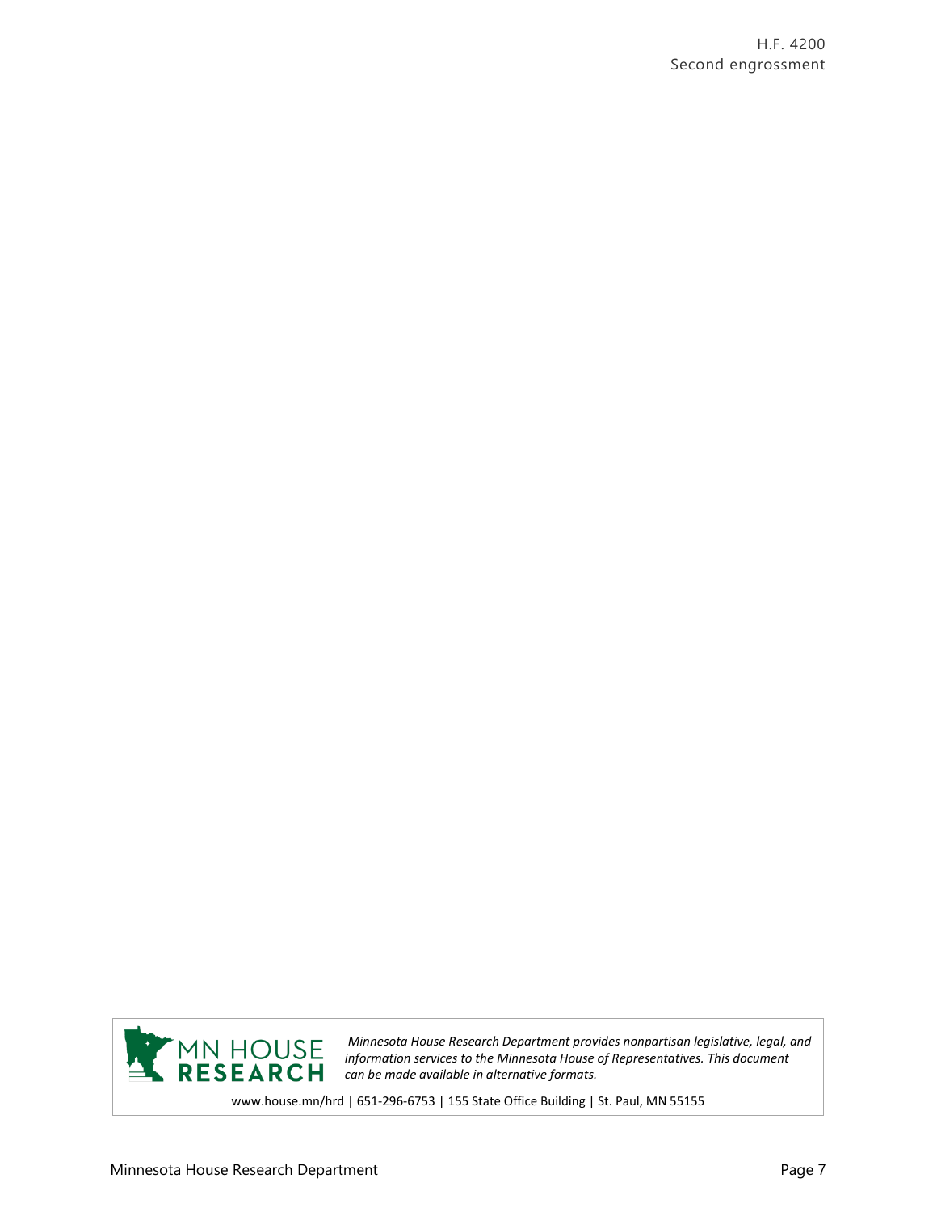MN HOUSE RESEARCH

*Minnesota House Research Department provides nonpartisan legislative, legal, and information services to the Minnesota House of Representatives. This document can be made available in alternative formats.*

www.house.mn/hrd | 651-296-6753 | 155 State Office Building | St. Paul, MN 55155